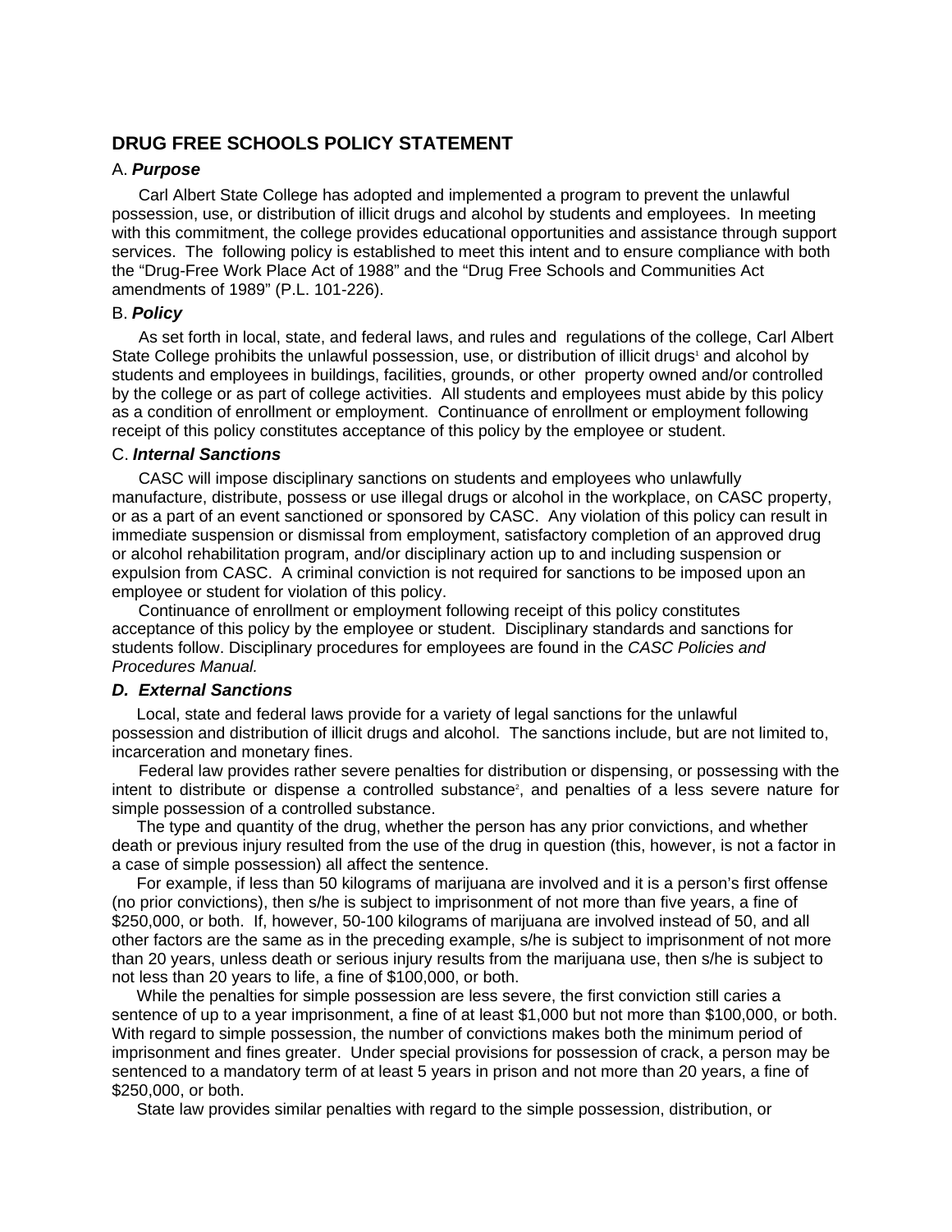## DRUG FREE SCHOOLS POLICY STATEMENT

### A. ***Purpose***

Carl Albert State College has adopted and implemented a program to prevent the unlawful possession, use, or distribution of illicit drugs and alcohol by students and employees. In meeting with this commitment, the college provides educational opportunities and assistance through support services. The following policy is established to meet this intent and to ensure compliance with both the "Drug-Free Work Place Act of 1988" and the "Drug Free Schools and Communities Act amendments of 1989" (P.L. 101-226).

### B. ***Policy***

As set forth in local, state, and federal laws, and rules and regulations of the college, Carl Albert State College prohibits the unlawful possession, use, or distribution of illicit drugs[1] and alcohol by students and employees in buildings, facilities, grounds, or other property owned and/or controlled by the college or as part of college activities. All students and employees must abide by this policy as a condition of enrollment or employment. Continuance of enrollment or employment following receipt of this policy constitutes acceptance of this policy by the employee or student.

### C. ***Internal Sanctions***

CASC will impose disciplinary sanctions on students and employees who unlawfully manufacture, distribute, possess or use illegal drugs or alcohol in the workplace, on CASC property, or as a part of an event sanctioned or sponsored by CASC. Any violation of this policy can result in immediate suspension or dismissal from employment, satisfactory completion of an approved drug or alcohol rehabilitation program, and/or disciplinary action up to and including suspension or expulsion from CASC. A criminal conviction is not required for sanctions to be imposed upon an employee or student for violation of this policy.

Continuance of enrollment or employment following receipt of this policy constitutes acceptance of this policy by the employee or student. Disciplinary standards and sanctions for students follow. Disciplinary procedures for employees are found in the *CASC Policies and Procedures Manual.*

### ***D. External Sanctions***

Local, state and federal laws provide for a variety of legal sanctions for the unlawful possession and distribution of illicit drugs and alcohol. The sanctions include, but are not limited to, incarceration and monetary fines.

Federal law provides rather severe penalties for distribution or dispensing, or possessing with the intent to distribute or dispense a controlled substance[2], and penalties of a less severe nature for simple possession of a controlled substance.

The type and quantity of the drug, whether the person has any prior convictions, and whether death or previous injury resulted from the use of the drug in question (this, however, is not a factor in a case of simple possession) all affect the sentence.

For example, if less than 50 kilograms of marijuana are involved and it is a person's first offense (no prior convictions), then s/he is subject to imprisonment of not more than five years, a fine of $250,000, or both. If, however, 50-100 kilograms of marijuana are involved instead of 50, and all other factors are the same as in the preceding example, s/he is subject to imprisonment of not more than 20 years, unless death or serious injury results from the marijuana use, then s/he is subject to not less than 20 years to life, a fine of $100,000, or both.

While the penalties for simple possession are less severe, the first conviction still caries a sentence of up to a year imprisonment, a fine of at least $1,000 but not more than $100,000, or both. With regard to simple possession, the number of convictions makes both the minimum period of imprisonment and fines greater. Under special provisions for possession of crack, a person may be sentenced to a mandatory term of at least 5 years in prison and not more than 20 years, a fine of $250,000, or both.

State law provides similar penalties with regard to the simple possession, distribution, or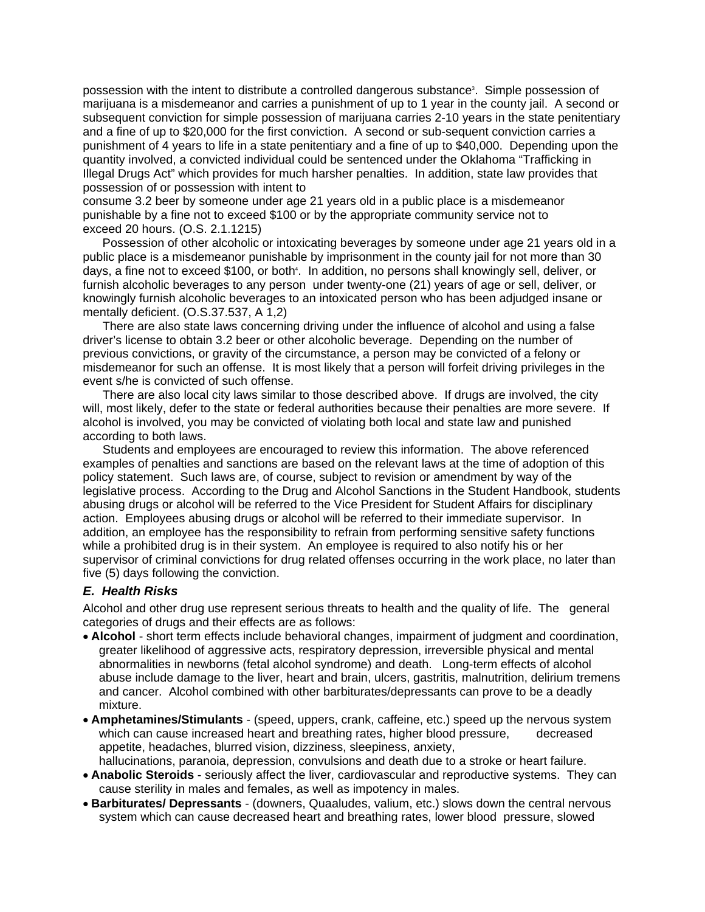possession with the intent to distribute a controlled dangerous substance[3]. Simple possession of marijuana is a misdemeanor and carries a punishment of up to 1 year in the county jail. A second or subsequent conviction for simple possession of marijuana carries 2-10 years in the state penitentiary and a fine of up to $20,000 for the first conviction. A second or sub-sequent conviction carries a punishment of 4 years to life in a state penitentiary and a fine of up to $40,000. Depending upon the quantity involved, a convicted individual could be sentenced under the Oklahoma "Trafficking in Illegal Drugs Act" which provides for much harsher penalties. In addition, state law provides that possession of or possession with intent to consume 3.2 beer by someone under age 21 years old in a public place is a misdemeanor punishable by a fine not to exceed $100 or by the appropriate community service not to exceed 20 hours. (O.S. 2.1.1215)

Possession of other alcoholic or intoxicating beverages by someone under age 21 years old in a public place is a misdemeanor punishable by imprisonment in the county jail for not more than 30 days, a fine not to exceed $100, or both[4]. In addition, no persons shall knowingly sell, deliver, or furnish alcoholic beverages to any person under twenty-one (21) years of age or sell, deliver, or knowingly furnish alcoholic beverages to an intoxicated person who has been adjudged insane or mentally deficient. (O.S.37.537, A 1,2)

There are also state laws concerning driving under the influence of alcohol and using a false driver's license to obtain 3.2 beer or other alcoholic beverage. Depending on the number of previous convictions, or gravity of the circumstance, a person may be convicted of a felony or misdemeanor for such an offense. It is most likely that a person will forfeit driving privileges in the event s/he is convicted of such offense.

There are also local city laws similar to those described above. If drugs are involved, the city will, most likely, defer to the state or federal authorities because their penalties are more severe. If alcohol is involved, you may be convicted of violating both local and state law and punished according to both laws.

Students and employees are encouraged to review this information. The above referenced examples of penalties and sanctions are based on the relevant laws at the time of adoption of this policy statement. Such laws are, of course, subject to revision or amendment by way of the legislative process. According to the Drug and Alcohol Sanctions in the Student Handbook, students abusing drugs or alcohol will be referred to the Vice President for Student Affairs for disciplinary action. Employees abusing drugs or alcohol will be referred to their immediate supervisor. In addition, an employee has the responsibility to refrain from performing sensitive safety functions while a prohibited drug is in their system. An employee is required to also notify his or her supervisor of criminal convictions for drug related offenses occurring in the work place, no later than five (5) days following the conviction.

### *E. Health Risks*

Alcohol and other drug use represent serious threats to health and the quality of life. The general categories of drugs and their effects are as follows:

- **Alcohol** - short term effects include behavioral changes, impairment of judgment and coordination, greater likelihood of aggressive acts, respiratory depression, irreversible physical and mental abnormalities in newborns (fetal alcohol syndrome) and death. Long-term effects of alcohol abuse include damage to the liver, heart and brain, ulcers, gastritis, malnutrition, delirium tremens and cancer. Alcohol combined with other barbiturates/depressants can prove to be a deadly mixture.
- **Amphetamines/Stimulants** - (speed, uppers, crank, caffeine, etc.) speed up the nervous system which can cause increased heart and breathing rates, higher blood pressure, decreased appetite, headaches, blurred vision, dizziness, sleepiness, anxiety, hallucinations, paranoia, depression, convulsions and death due to a stroke or heart failure.
- **Anabolic Steroids** - seriously affect the liver, cardiovascular and reproductive systems. They can cause sterility in males and females, as well as impotency in males.
- **Barbiturates/ Depressants** - (downers, Quaaludes, valium, etc.) slows down the central nervous system which can cause decreased heart and breathing rates, lower blood pressure, slowed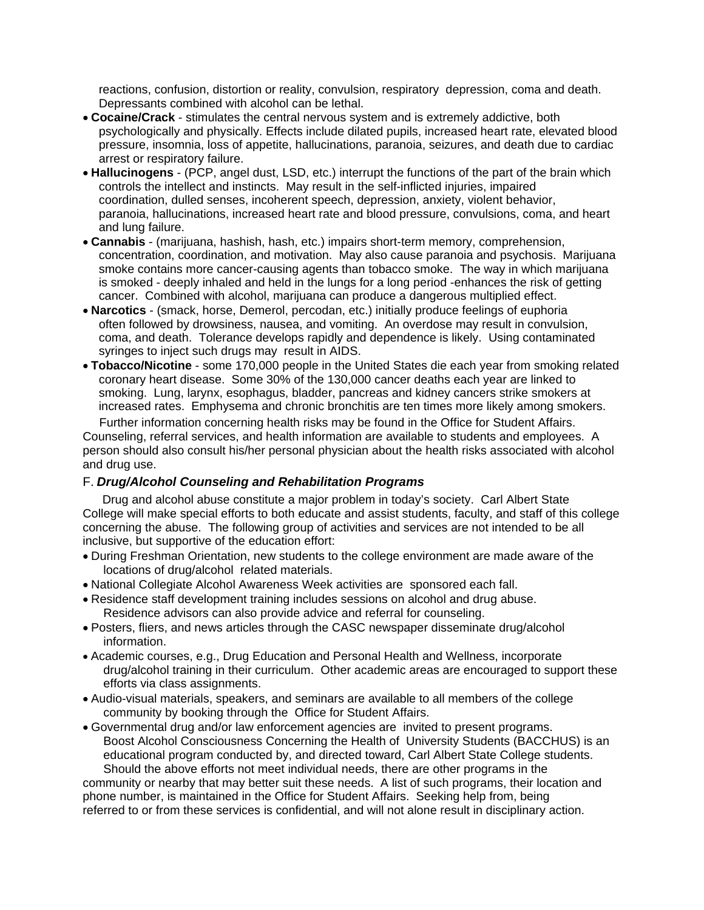reactions, confusion, distortion or reality, convulsion, respiratory depression, coma and death. Depressants combined with alcohol can be lethal.

- **Cocaine/Crack** - stimulates the central nervous system and is extremely addictive, both psychologically and physically. Effects include dilated pupils, increased heart rate, elevated blood pressure, insomnia, loss of appetite, hallucinations, paranoia, seizures, and death due to cardiac arrest or respiratory failure.
- **Hallucinogens** - (PCP, angel dust, LSD, etc.) interrupt the functions of the part of the brain which controls the intellect and instincts. May result in the self-inflicted injuries, impaired coordination, dulled senses, incoherent speech, depression, anxiety, violent behavior, paranoia, hallucinations, increased heart rate and blood pressure, convulsions, coma, and heart and lung failure.
- **Cannabis** - (marijuana, hashish, hash, etc.) impairs short-term memory, comprehension, concentration, coordination, and motivation. May also cause paranoia and psychosis. Marijuana smoke contains more cancer-causing agents than tobacco smoke. The way in which marijuana is smoked - deeply inhaled and held in the lungs for a long period -enhances the risk of getting cancer. Combined with alcohol, marijuana can produce a dangerous multiplied effect.
- **Narcotics** - (smack, horse, Demerol, percodan, etc.) initially produce feelings of euphoria often followed by drowsiness, nausea, and vomiting. An overdose may result in convulsion, coma, and death. Tolerance develops rapidly and dependence is likely. Using contaminated syringes to inject such drugs may result in AIDS.
- **Tobacco/Nicotine** - some 170,000 people in the United States die each year from smoking related coronary heart disease. Some 30% of the 130,000 cancer deaths each year are linked to smoking. Lung, larynx, esophagus, bladder, pancreas and kidney cancers strike smokers at increased rates. Emphysema and chronic bronchitis are ten times more likely among smokers.

Further information concerning health risks may be found in the Office for Student Affairs. Counseling, referral services, and health information are available to students and employees. A person should also consult his/her personal physician about the health risks associated with alcohol and drug use.

### F. *Drug/Alcohol Counseling and Rehabilitation Programs*

Drug and alcohol abuse constitute a major problem in today's society. Carl Albert State College will make special efforts to both educate and assist students, faculty, and staff of this college concerning the abuse. The following group of activities and services are not intended to be all inclusive, but supportive of the education effort:

- During Freshman Orientation, new students to the college environment are made aware of the locations of drug/alcohol related materials.
- National Collegiate Alcohol Awareness Week activities are sponsored each fall.
- Residence staff development training includes sessions on alcohol and drug abuse. Residence advisors can also provide advice and referral for counseling.
- Posters, fliers, and news articles through the CASC newspaper disseminate drug/alcohol information.
- Academic courses, e.g., Drug Education and Personal Health and Wellness, incorporate drug/alcohol training in their curriculum. Other academic areas are encouraged to support these efforts via class assignments.
- Audio-visual materials, speakers, and seminars are available to all members of the college community by booking through the Office for Student Affairs.
- Governmental drug and/or law enforcement agencies are invited to present programs. Boost Alcohol Consciousness Concerning the Health of University Students (BACCHUS) is an educational program conducted by, and directed toward, Carl Albert State College students.

Should the above efforts not meet individual needs, there are other programs in the community or nearby that may better suit these needs. A list of such programs, their location and phone number, is maintained in the Office for Student Affairs. Seeking help from, being referred to or from these services is confidential, and will not alone result in disciplinary action.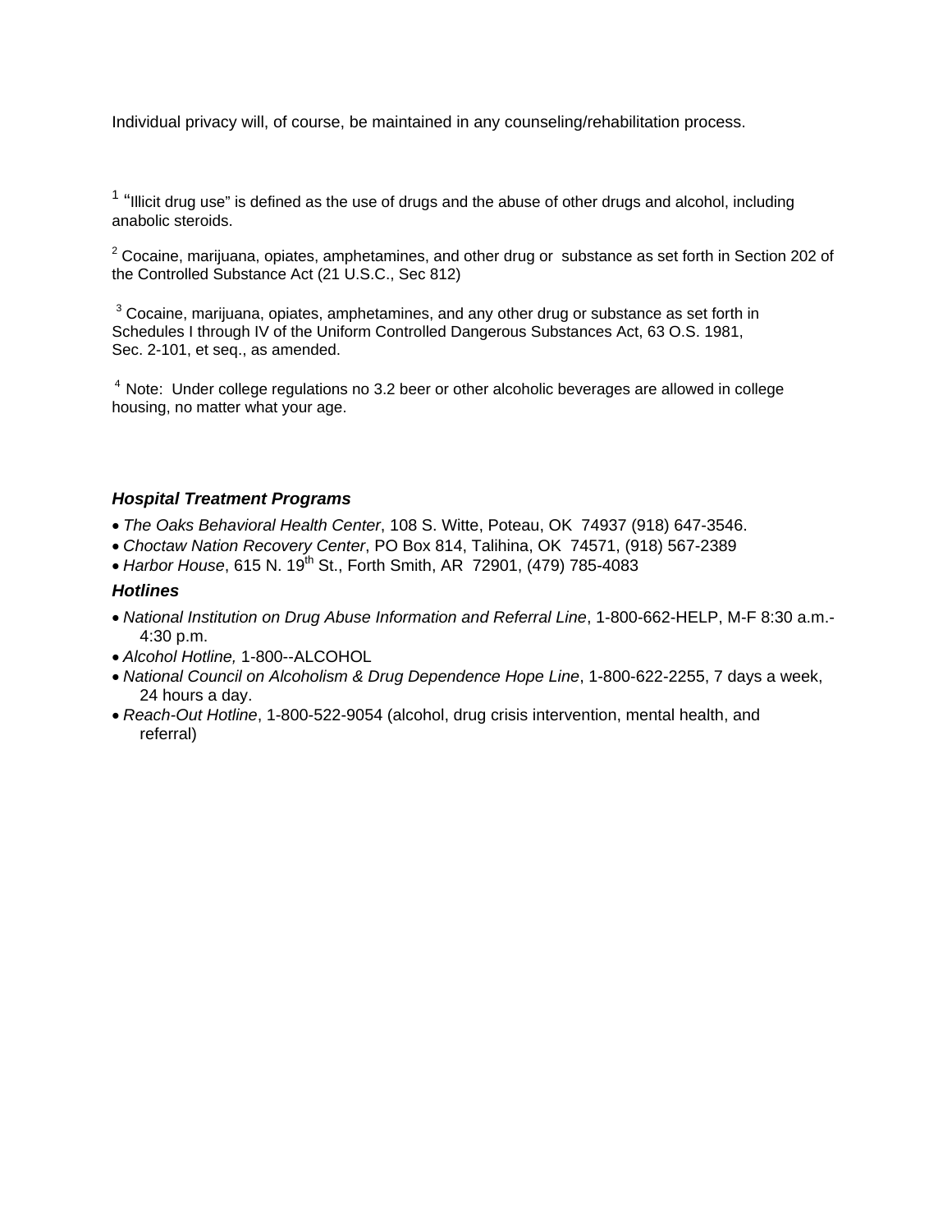Individual privacy will, of course, be maintained in any counseling/rehabilitation process.

[1] "Illicit drug use" is defined as the use of drugs and the abuse of other drugs and alcohol, including anabolic steroids.

[2] Cocaine, marijuana, opiates, amphetamines, and other drug or substance as set forth in Section 202 of the Controlled Substance Act (21 U.S.C., Sec 812)

[3] Cocaine, marijuana, opiates, amphetamines, and any other drug or substance as set forth in Schedules I through IV of the Uniform Controlled Dangerous Substances Act, 63 O.S. 1981, Sec. 2-101, et seq., as amended.

[4] Note: Under college regulations no 3.2 beer or other alcoholic beverages are allowed in college housing, no matter what your age.

### *Hospital Treatment Programs*

- *The Oaks Behavioral Health Center*, 108 S. Witte, Poteau, OK 74937 (918) 647-3546.
- *Choctaw Nation Recovery Center*, PO Box 814, Talihina, OK 74571, (918) 567-2389
- *Harbor House*, 615 N. 19th St., Forth Smith, AR 72901, (479) 785-4083

### *Hotlines*

- *National Institution on Drug Abuse Information and Referral Line*, 1-800-662-HELP, M-F 8:30 a.m.-4:30 p.m.
- *Alcohol Hotline,* 1-800--ALCOHOL
- *National Council on Alcoholism & Drug Dependence Hope Line*, 1-800-622-2255, 7 days a week, 24 hours a day.
- *Reach-Out Hotline*, 1-800-522-9054 (alcohol, drug crisis intervention, mental health, and referral)